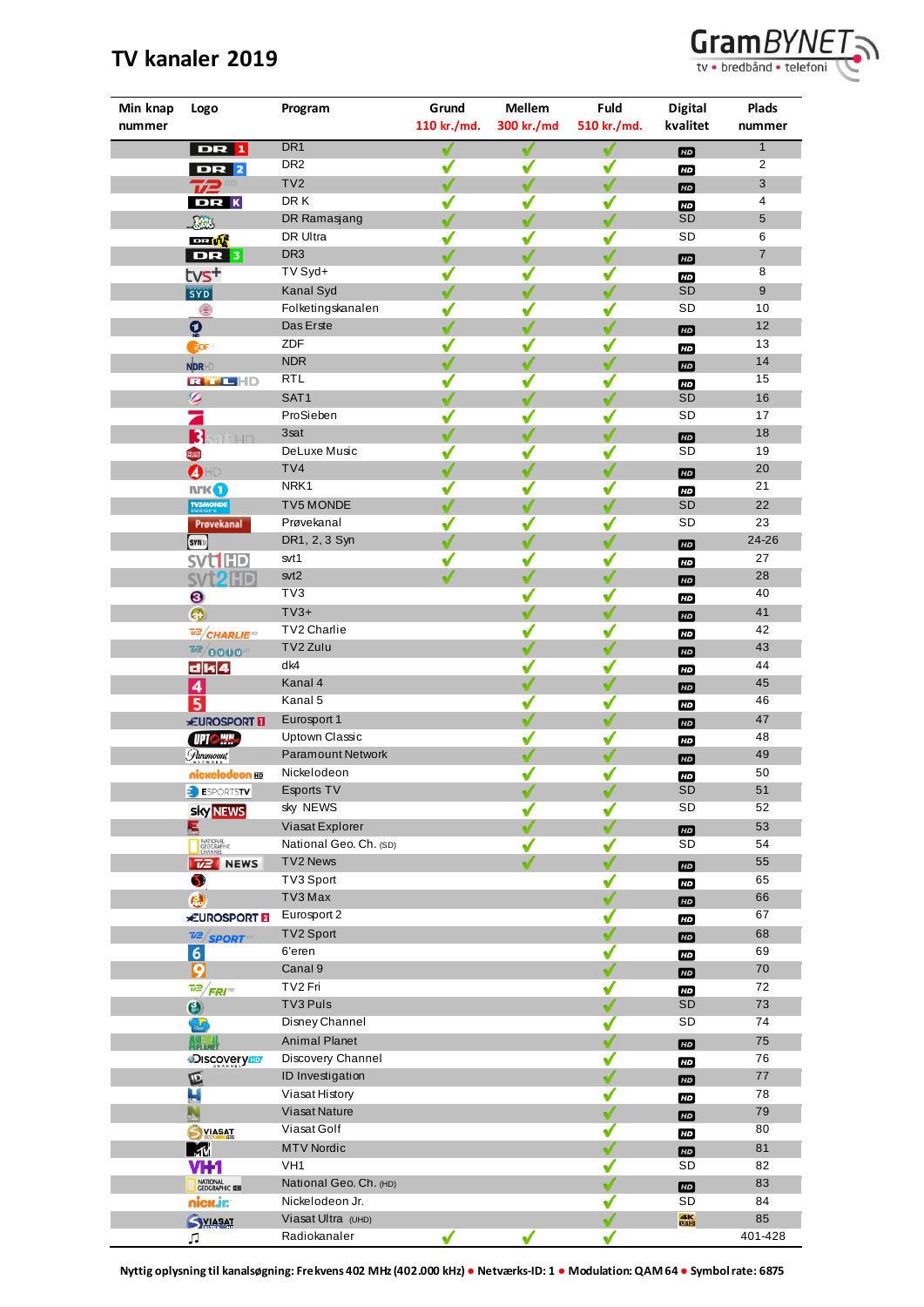# TV kanaler 2019

GramBYNET
tv • bredbånd • telefoni

| Min knap nummer | Logo | Program | Grund 110 kr./md. | Mellem 300 kr./md | Fuld 510 kr./md. | Digital kvalitet | Plads nummer |
|---|---|---|---|---|---|---|---|
| | | DR1 | ✔ | ✔ | ✔ | HD | 1 |
| | | DR2 | ✔ | ✔ | ✔ | HD | 2 |
| | | TV2 | ✔ | ✔ | ✔ | HD | 3 |
| | | DR K | ✔ | ✔ | ✔ | HD | 4 |
| | | DR Ramasjang | ✔ | ✔ | ✔ | SD | 5 |
| | | DR Ultra | ✔ | ✔ | ✔ | SD | 6 |
| | | DR3 | ✔ | ✔ | ✔ | HD | 7 |
| | | TV Syd+ | ✔ | ✔ | ✔ | HD | 8 |
| | | Kanal Syd | ✔ | ✔ | ✔ | SD | 9 |
| | | Folketingskanalen | ✔ | ✔ | ✔ | SD | 10 |
| | | Das Erste | ✔ | ✔ | ✔ | HD | 12 |
| | | ZDF | ✔ | ✔ | ✔ | HD | 13 |
| | | NDR | ✔ | ✔ | ✔ | HD | 14 |
| | | RTL | ✔ | ✔ | ✔ | HD | 15 |
| | | SAT1 | ✔ | ✔ | ✔ | SD | 16 |
| | | ProSieben | ✔ | ✔ | ✔ | SD | 17 |
| | | 3sat | ✔ | ✔ | ✔ | HD | 18 |
| | | DeLuxe Music | ✔ | ✔ | ✔ | SD | 19 |
| | | TV4 | ✔ | ✔ | ✔ | HD | 20 |
| | | NRK1 | ✔ | ✔ | ✔ | HD | 21 |
| | | TV5 MONDE | ✔ | ✔ | ✔ | SD | 22 |
| | | Prøvekanal | ✔ | ✔ | ✔ | SD | 23 |
| | | DR1, 2, 3 Syn | ✔ | ✔ | ✔ | HD | 24-26 |
| | | svt1 | ✔ | ✔ | ✔ | HD | 27 |
| | | svt2 | ✔ | ✔ | ✔ | HD | 28 |
| | | TV3 | | ✔ | ✔ | HD | 40 |
| | | TV3+ | | ✔ | ✔ | HD | 41 |
| | | TV2 Charlie | | ✔ | ✔ | HD | 42 |
| | | TV2 Zulu | | ✔ | ✔ | HD | 43 |
| | | dk4 | | ✔ | ✔ | HD | 44 |
| | | Kanal 4 | | ✔ | ✔ | HD | 45 |
| | | Kanal 5 | | ✔ | ✔ | HD | 46 |
| | | Eurosport 1 | | ✔ | ✔ | HD | 47 |
| | | Uptown Classic | | ✔ | ✔ | HD | 48 |
| | | Paramount Network | | ✔ | ✔ | HD | 49 |
| | | Nickelodeon | | ✔ | ✔ | HD | 50 |
| | | Esports TV | | ✔ | ✔ | SD | 51 |
| | | sky NEWS | | ✔ | ✔ | SD | 52 |
| | | Viasat Explorer | | ✔ | ✔ | HD | 53 |
| | | National Geo. Ch. (SD) | | ✔ | ✔ | SD | 54 |
| | | TV2 News | | ✔ | ✔ | HD | 55 |
| | | TV3 Sport | | | ✔ | HD | 65 |
| | | TV3 Max | | | ✔ | HD | 66 |
| | | Eurosport 2 | | | ✔ | HD | 67 |
| | | TV2 Sport | | | ✔ | HD | 68 |
| | | 6'eren | | | ✔ | HD | 69 |
| | | Canal 9 | | | ✔ | HD | 70 |
| | | TV2 Fri | | | ✔ | HD | 72 |
| | | TV3 Puls | | | ✔ | SD | 73 |
| | | Disney Channel | | | ✔ | SD | 74 |
| | | Animal Planet | | | ✔ | HD | 75 |
| | | Discovery Channel | | | ✔ | HD | 76 |
| | | ID Investigation | | | ✔ | HD | 77 |
| | | Viasat History | | | ✔ | HD | 78 |
| | | Viasat Nature | | | ✔ | HD | 79 |
| | | Viasat Golf | | | ✔ | HD | 80 |
| | | MTV Nordic | | | ✔ | HD | 81 |
| | | VH1 | | | ✔ | SD | 82 |
| | | National Geo. Ch. (HD) | | | ✔ | HD | 83 |
| | | Nickelodeon Jr. | | | ✔ | SD | 84 |
| | | Viasat Ultra (UHD) | | | ✔ | 4K UHD | 85 |
| | | Radiokanaler | ✔ | ✔ | ✔ | | 401-428 |

**Nyttig oplysning til kanalsøgning: Frekvens 402 MHz (402.000 kHz) • Netværks-ID: 1 • Modulation: QAM 64 • Symbol rate: 6875**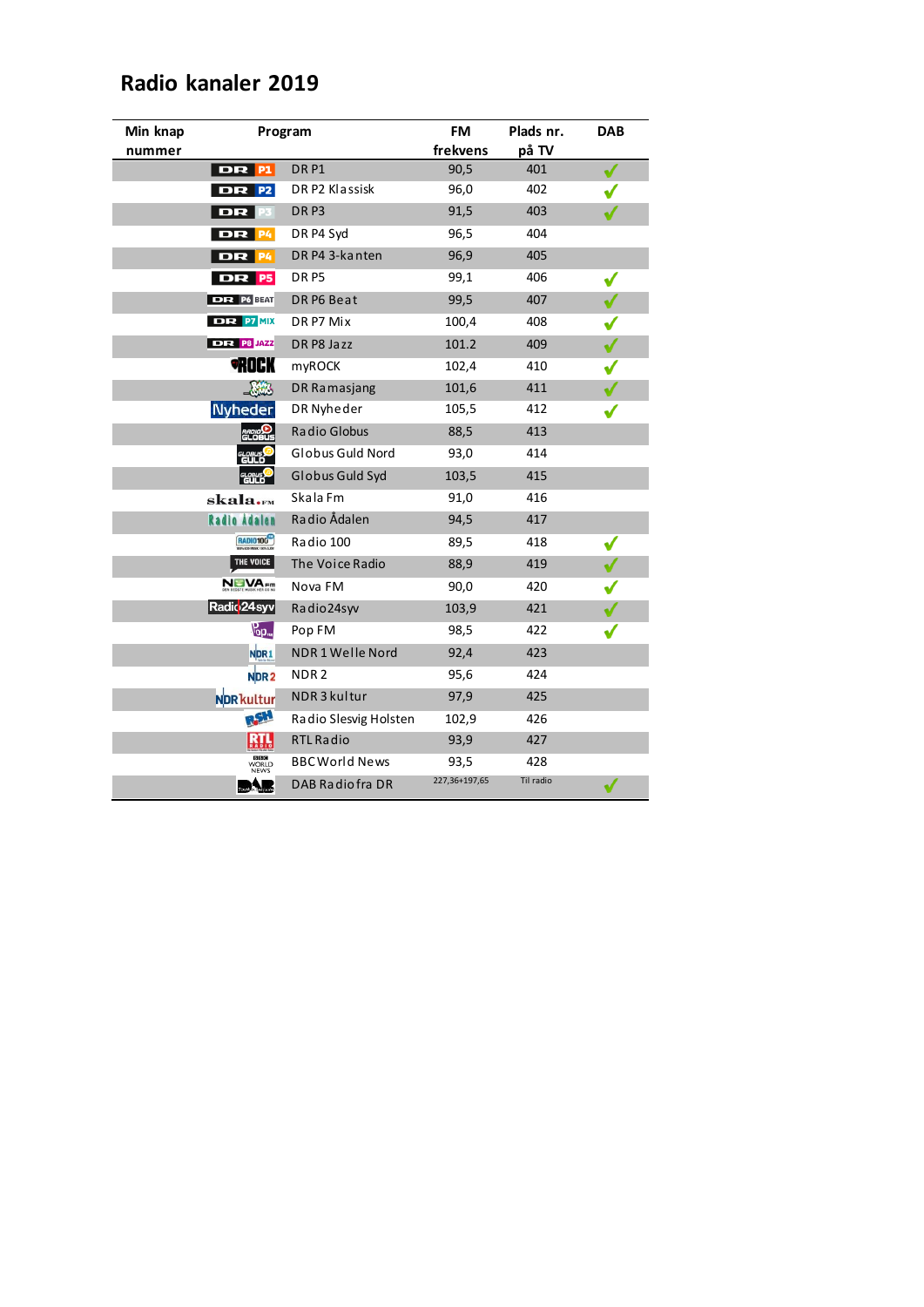# Radio kanaler 2019

| Min knap nummer | Program | | FM frekvens | Plads nr. på TV | DAB |
|---|---|---|---|---|---|
| | | DR P1 | 90,5 | 401 | ✓ |
| | | DR P2 Klassisk | 96,0 | 402 | ✓ |
| | | DR P3 | 91,5 | 403 | ✓ |
| | | DR P4 Syd | 96,5 | 404 | |
| | | DR P4 3-kanten | 96,9 | 405 | |
| | | DR P5 | 99,1 | 406 | ✓ |
| | | DR P6 Beat | 99,5 | 407 | ✓ |
| | | DR P7 Mix | 100,4 | 408 | ✓ |
| | | DR P8 Jazz | 101.2 | 409 | ✓ |
| | | myROCK | 102,4 | 410 | ✓ |
| | | DR Ramasjang | 101,6 | 411 | ✓ |
| | Nyheder | DR Nyheder | 105,5 | 412 | ✓ |
| | | Radio Globus | 88,5 | 413 | |
| | | Globus Guld Nord | 93,0 | 414 | |
| | | Globus Guld Syd | 103,5 | 415 | |
| | skala.FM | Skala Fm | 91,0 | 416 | |
| | Radio Ådalen | Radio Ådalen | 94,5 | 417 | |
| | | Radio 100 | 89,5 | 418 | ✓ |
| | THE VOICE | The Voice Radio | 88,9 | 419 | ✓ |
| | NOVA fm | Nova FM | 90,0 | 420 | ✓ |
| | Radio24syv | Radio24syv | 103,9 | 421 | ✓ |
| | | Pop FM | 98,5 | 422 | ✓ |
| | NDR1 | NDR 1 Welle Nord | 92,4 | 423 | |
| | NDR2 | NDR 2 | 95,6 | 424 | |
| | NDR kultur | NDR 3 kultur | 97,9 | 425 | |
| | | Radio Slesvig Holsten | 102,9 | 426 | |
| | RTL | RTL Radio | 93,9 | 427 | |
| | BBC WORLD NEWS | BBC World News | 93,5 | 428 | |
| | DAB | DAB Radio fra DR | 227,36+197,65 | Til radio | ✓ |